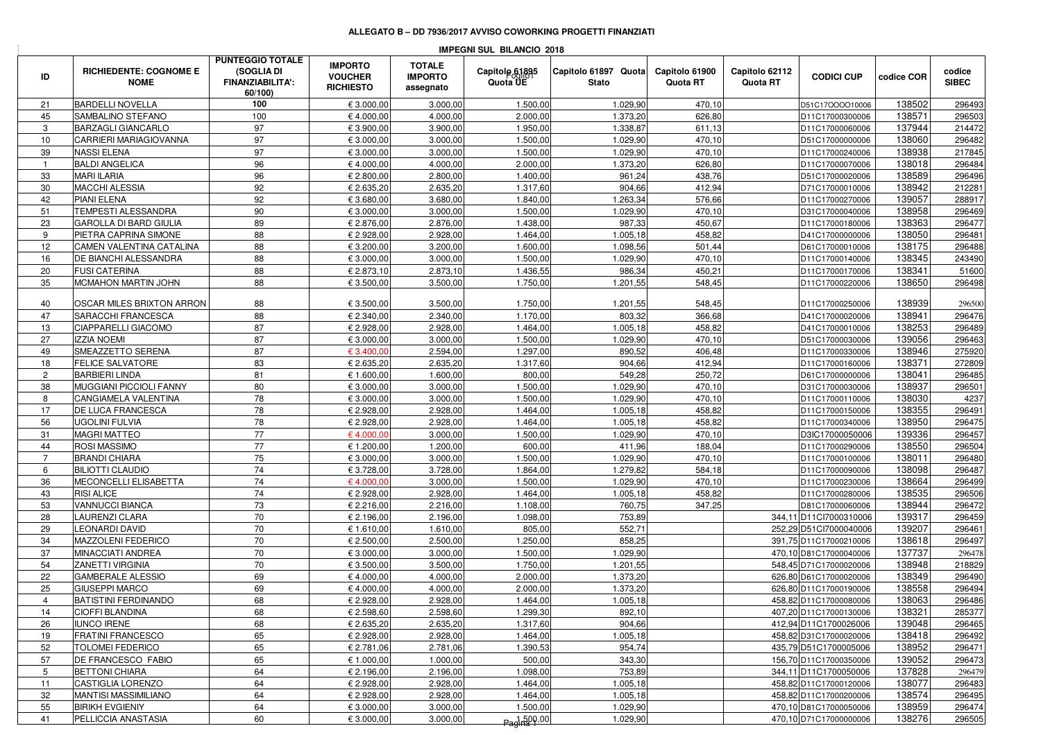**ALLEGATO B – DD 7936/2017 AVVISO COWORKING PROGETTI FINANZIATI**

**IMPEGNI SUL BILANCIO 2018**

| ID | RICHIEDENTE: COGNOME E NOME | PUNTEGGIO TOTALE (SOGLIA DI FINANZIABILITA': 60/100) | IMPORTO VOUCHER RICHIESTO | TOTALE IMPORTO assegnato | Capitolo 61895 Quota UE | Capitolo 61897 Quota Stato | Capitolo 61900 Quota RT | Capitolo 62112 Quota RT | CODICI CUP | codice COR | codice SIBEC |
|---|---|---|---|---|---|---|---|---|---|---|---|
| 21 | BARDELLI NOVELLA | 100 | € 3.000,00 | 3.000,00 | 1.500,00 | 1.029,90 | 470,10 | | D51C17OOO10006 | 138502 | 296493 |
| 45 | SAMBALINO STEFANO | 100 | € 4.000,00 | 4.000,00 | 2.000,00 | 1.373,20 | 626,80 | | D11C17000300006 | 138571 | 296503 |
| 3 | BARZAGLI GIANCARLO | 97 | € 3.900,00 | 3.900,00 | 1.950,00 | 1.338,87 | 611,13 | | D11C17000060006 | 137944 | 214472 |
| 10 | CARRIERI MARIAGIOVANNA | 97 | € 3.000,00 | 3.000,00 | 1.500,00 | 1.029,90 | 470,10 | | D51C17000000006 | 138060 | 296482 |
| 39 | NASSI ELENA | 97 | € 3.000,00 | 3.000,00 | 1.500,00 | 1.029,90 | 470,10 | | D11C17000240006 | 138938 | 217845 |
| 1 | BALDI ANGELICA | 96 | € 4.000,00 | 4.000,00 | 2.000,00 | 1.373,20 | 626,80 | | D11C17000070006 | 138018 | 296484 |
| 33 | MARI ILARIA | 96 | € 2.800,00 | 2.800,00 | 1.400,00 | 961,24 | 438,76 | | D51C17000020006 | 138589 | 296496 |
| 30 | MACCHI ALESSIA | 92 | € 2.635,20 | 2.635,20 | 1.317,60 | 904,66 | 412,94 | | D71C17000010006 | 138942 | 212281 |
| 42 | PIANI ELENA | 92 | € 3.680,00 | 3.680,00 | 1.840,00 | 1.263,34 | 576,66 | | D11C17000270006 | 139057 | 288917 |
| 51 | TEMPESTI ALESSANDRA | 90 | € 3.000,00 | 3.000,00 | 1.500,00 | 1.029,90 | 470,10 | | D31C17000040006 | 138958 | 296469 |
| 23 | GAROLLA DI BARD GIULIA | 89 | € 2.876,00 | 2.876,00 | 1.438,00 | 987,33 | 450,67 | | D11C17000180006 | 138363 | 296477 |
| 9 | PIETRA CAPRINA SIMONE | 88 | € 2.928,00 | 2.928,00 | 1.464,00 | 1.005,18 | 458,82 | | D41C17000000006 | 138050 | 296481 |
| 12 | CAMEN VALENTINA CATALINA | 88 | € 3.200,00 | 3.200,00 | 1.600,00 | 1.098,56 | 501,44 | | D61C17000010006 | 138175 | 296488 |
| 16 | DE BIANCHI ALESSANDRA | 88 | € 3.000,00 | 3.000,00 | 1.500,00 | 1.029,90 | 470,10 | | D11C17000140006 | 138345 | 243490 |
| 20 | FUSI CATERINA | 88 | € 2.873,10 | 2.873,10 | 1.436,55 | 986,34 | 450,21 | | D11C17000170006 | 138341 | 51600 |
| 35 | MCMAHON MARTIN JOHN | 88 | € 3.500,00 | 3.500,00 | 1.750,00 | 1.201,55 | 548,45 | | D11C17000220006 | 138650 | 296498 |
| 40 | OSCAR MILES BRIXTON ARRON | 88 | € 3.500,00 | 3.500,00 | 1.750,00 | 1.201,55 | 548,45 | | D11C17000250006 | 138939 | 296500 |
| 47 | SARACCHI FRANCESCA | 88 | € 2.340,00 | 2.340,00 | 1.170,00 | 803,32 | 366,68 | | D41C17000020006 | 138941 | 296476 |
| 13 | CIAPPARELLI GIACOMO | 87 | € 2.928,00 | 2.928,00 | 1.464,00 | 1.005,18 | 458,82 | | D41C17000010006 | 138253 | 296489 |
| 27 | IZZIA NOEMI | 87 | € 3.000,00 | 3.000,00 | 1.500,00 | 1.029,90 | 470,10 | | D51C17000030006 | 139056 | 296463 |
| 49 | SMEAZZETTO SERENA | 87 | € 3.400,00 | 2.594,00 | 1.297,00 | 890,52 | 406,48 | | D11C17000330006 | 138946 | 275920 |
| 18 | FELICE SALVATORE | 83 | € 2.635,20 | 2.635,20 | 1.317,60 | 904,66 | 412,94 | | D11C17000160006 | 138371 | 272809 |
| 2 | BARBIERI LINDA | 81 | € 1.600,00 | 1.600,00 | 800,00 | 549,28 | 250,72 | | D61C17000000006 | 138041 | 296485 |
| 38 | MUGGIANI PICCIOLI FANNY | 80 | € 3.000,00 | 3.000,00 | 1.500,00 | 1.029,90 | 470,10 | | D31C17000030006 | 138937 | 296501 |
| 8 | CANGIAMELA VALENTINA | 78 | € 3.000,00 | 3.000,00 | 1.500,00 | 1.029,90 | 470,10 | | D11C17000110006 | 138030 | 4237 |
| 17 | DE LUCA FRANCESCA | 78 | € 2.928,00 | 2.928,00 | 1.464,00 | 1.005,18 | 458,82 | | D11C17000150006 | 138355 | 296491 |
| 56 | UGOLINI FULVIA | 78 | € 2.928,00 | 2.928,00 | 1.464,00 | 1.005,18 | 458,82 | | D11C17000340006 | 138950 | 296475 |
| 31 | MAGRI MATTEO | 77 | € 4.000,00 | 3.000,00 | 1.500,00 | 1.029,90 | 470,10 | | D3IC17000050006 | 139336 | 296457 |
| 44 | ROSI MASSIMO | 77 | € 1.200,00 | 1.200,00 | 600,00 | 411,96 | 188,04 | | D11C17000290006 | 138550 | 296504 |
| 7 | BRANDI CHIARA | 75 | € 3.000,00 | 3.000,00 | 1.500,00 | 1.029,90 | 470,10 | | D11C17000100006 | 138011 | 296480 |
| 6 | BILIOTTI CLAUDIO | 74 | € 3.728,00 | 3.728,00 | 1.864,00 | 1.279,82 | 584,18 | | D11C17000090006 | 138098 | 296487 |
| 36 | MECONCELLI ELISABETTA | 74 | € 4.000,00 | 3.000,00 | 1.500,00 | 1.029,90 | 470,10 | | D11C17000230006 | 138664 | 296499 |
| 43 | RISI ALICE | 74 | € 2.928,00 | 2.928,00 | 1.464,00 | 1.005,18 | 458,82 | | D11C17000280006 | 138535 | 296506 |
| 53 | VANNUCCI BIANCA | 73 | € 2.216,00 | 2.216,00 | 1.108,00 | 760,75 | 347,25 | | D81C17000060006 | 138944 | 296472 |
| 28 | LAURENZI CLARA | 70 | € 2.196,00 | 2.196,00 | 1.098,00 | 753,89 | | 344,11 | D11CI7000310006 | 139317 | 296459 |
| 29 | LEONARDI DAVID | 70 | € 1.610,00 | 1.610,00 | 805,00 | 552,71 | | 252,29 | D51CI7000040006 | 139207 | 296461 |
| 34 | MAZZOLENI FEDERICO | 70 | € 2.500,00 | 2.500,00 | 1.250,00 | 858,25 | | 391,75 | D11C17000210006 | 138618 | 296497 |
| 37 | MINACCIATI ANDREA | 70 | € 3.000,00 | 3.000,00 | 1.500,00 | 1.029,90 | | 470,10 | D81C17000040006 | 137737 | 296478 |
| 54 | ZANETTI VIRGINIA | 70 | € 3.500,00 | 3.500,00 | 1.750,00 | 1.201,55 | | 548,45 | D71C17000020006 | 138948 | 218829 |
| 22 | GAMBERALE ALESSIO | 69 | € 4.000,00 | 4.000,00 | 2.000,00 | 1.373,20 | | 626,80 | D61C17000020006 | 138349 | 296490 |
| 25 | GIUSEPPI MARCO | 69 | € 4.000,00 | 4.000,00 | 2.000,00 | 1.373,20 | | 626,80 | D11C17000190006 | 138558 | 296494 |
| 4 | BATISTINI FERDINANDO | 68 | € 2.928,00 | 2.928,00 | 1.464,00 | 1.005,18 | | 458,82 | D11C17000080006 | 138063 | 296486 |
| 14 | CIOFFI BLANDINA | 68 | € 2.598,60 | 2.598,60 | 1.299,30 | 892,10 | | 407,20 | D11C17000130006 | 138321 | 285377 |
| 26 | IUNCO IRENE | 68 | € 2.635,20 | 2.635,20 | 1.317,60 | 904,66 | | 412,94 | D11C1700026006 | 139048 | 296465 |
| 19 | FRATINI FRANCESCO | 65 | € 2.928,00 | 2.928,00 | 1.464,00 | 1.005,18 | | 458,82 | D31C17000020006 | 138418 | 296492 |
| 52 | TOLOMEI FEDERICO | 65 | € 2.781,06 | 2.781,06 | 1.390,53 | 954,74 | | 435,79 | D51C1700005006 | 138952 | 296471 |
| 57 | DE FRANCESCO FABIO | 65 | € 1.000,00 | 1.000,00 | 500,00 | 343,30 | | 156,70 | D11C17000350006 | 139052 | 296473 |
| 5 | BETTONI CHIARA | 64 | € 2.196,00 | 2.196,00 | 1.098,00 | 753,89 | | 344,11 | D11C1700050006 | 137828 | 296479 |
| 11 | CASTIGLIA LORENZO | 64 | € 2.928,00 | 2.928,00 | 1.464,00 | 1.005,18 | | 458,82 | D11C17000120006 | 138077 | 296483 |
| 32 | MANTISI MASSIMILIANO | 64 | € 2.928,00 | 2.928,00 | 1.464,00 | 1.005,18 | | 458,82 | D11C17000200006 | 138574 | 296495 |
| 55 | BIRIKH EVGIENIY | 64 | € 3.000,00 | 3.000,00 | 1.500,00 | 1.029,90 | | 470,10 | D81C17000050006 | 138959 | 296474 |
| 41 | PELLICCIA ANASTASIA | 60 | € 3.000,00 | 3.000,00 | 1.500,00 | 1.029,90 | | 470,10 | D71C17000000006 | 138276 | 296505 |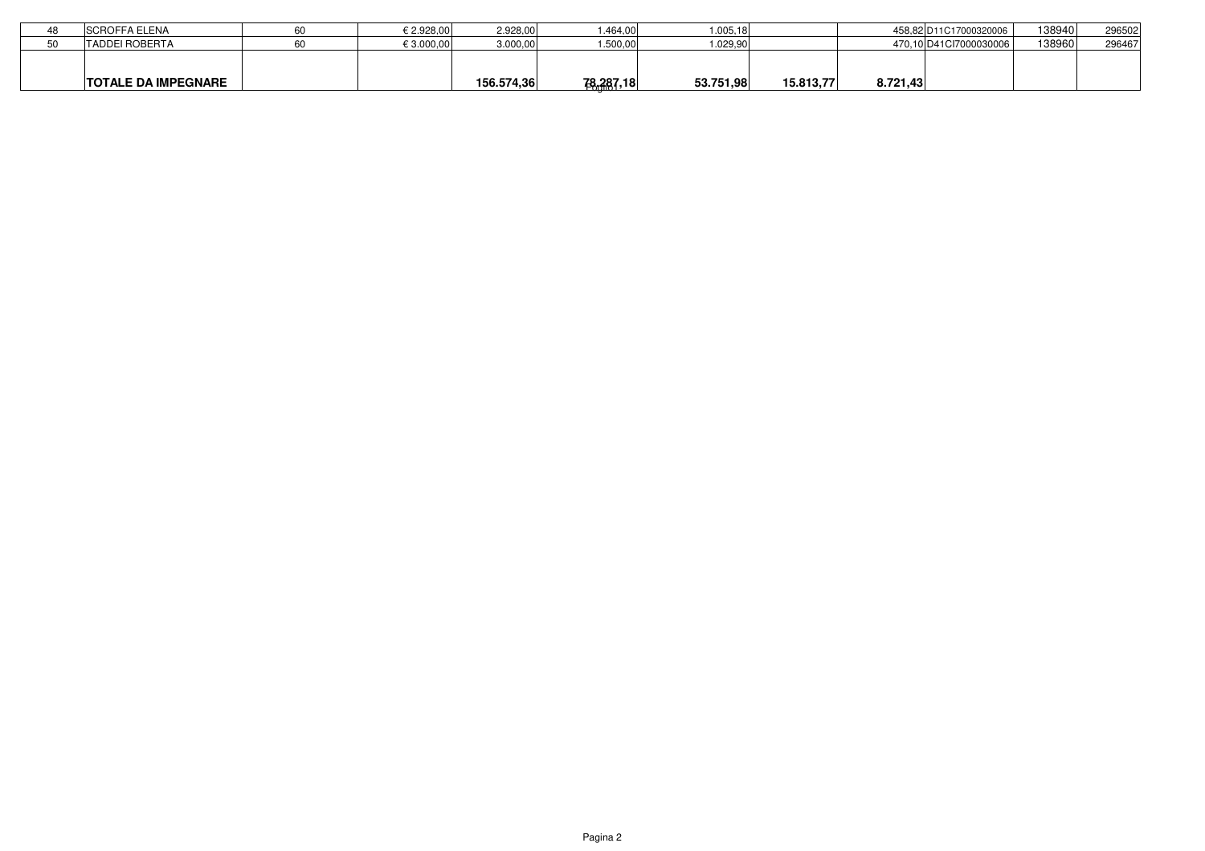| | | | | | | | | | | | |
|---|---|---|---|---|---|---|---|---|---|---|---|
| 48 | SCROFFA ELENA | 60 | € 2.928,00 | 2.928,00 | 1.464,00 | 1.005,18 | | 458,82 | D11C17000320006 | 138940 | 296502 |
| 50 | TADDEI ROBERTA | 60 | € 3.000,00 | 3.000,00 | 1.500,00 | 1.029,90 | | 470,10 | D41CI7000030006 | 138960 | 296467 |
| | **TOTALE DA IMPEGNARE** | | | **156.574,36** | **78.287,18** | **53.751,98** | **15.813,77** | **8.721,43** | | | |